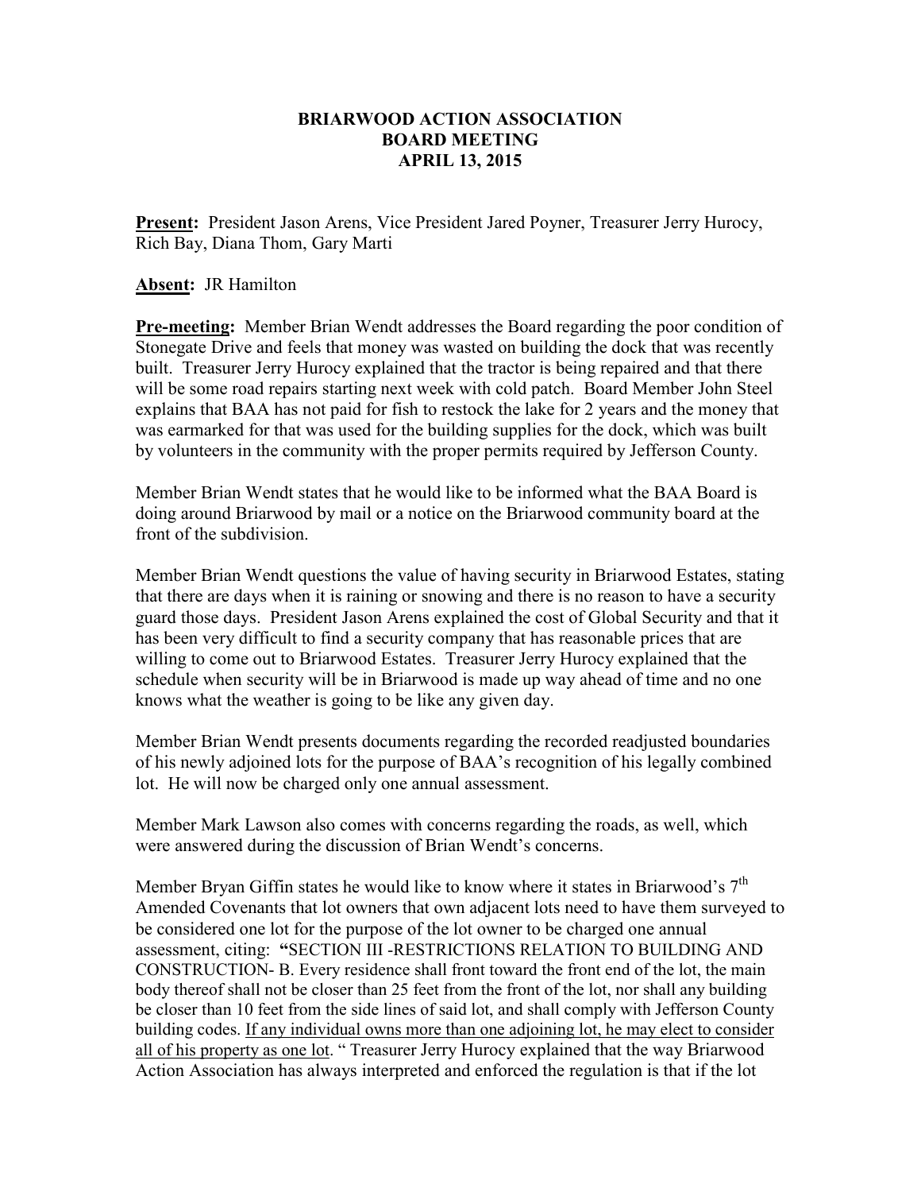# BRIARWOOD ACTION ASSOCIATION
## BOARD MEETING
## APRIL 13, 2015

**Present:** President Jason Arens, Vice President Jared Poyner, Treasurer Jerry Hurocy, Rich Bay, Diana Thom, Gary Marti

**Absent:** JR Hamilton

**Pre-meeting:** Member Brian Wendt addresses the Board regarding the poor condition of Stonegate Drive and feels that money was wasted on building the dock that was recently built. Treasurer Jerry Hurocy explained that the tractor is being repaired and that there will be some road repairs starting next week with cold patch. Board Member John Steel explains that BAA has not paid for fish to restock the lake for 2 years and the money that was earmarked for that was used for the building supplies for the dock, which was built by volunteers in the community with the proper permits required by Jefferson County.

Member Brian Wendt states that he would like to be informed what the BAA Board is doing around Briarwood by mail or a notice on the Briarwood community board at the front of the subdivision.

Member Brian Wendt questions the value of having security in Briarwood Estates, stating that there are days when it is raining or snowing and there is no reason to have a security guard those days. President Jason Arens explained the cost of Global Security and that it has been very difficult to find a security company that has reasonable prices that are willing to come out to Briarwood Estates. Treasurer Jerry Hurocy explained that the schedule when security will be in Briarwood is made up way ahead of time and no one knows what the weather is going to be like any given day.

Member Brian Wendt presents documents regarding the recorded readjusted boundaries of his newly adjoined lots for the purpose of BAA's recognition of his legally combined lot. He will now be charged only one annual assessment.

Member Mark Lawson also comes with concerns regarding the roads, as well, which were answered during the discussion of Brian Wendt's concerns.

Member Bryan Giffin states he would like to know where it states in Briarwood's 7th Amended Covenants that lot owners that own adjacent lots need to have them surveyed to be considered one lot for the purpose of the lot owner to be charged one annual assessment, citing: **"**SECTION III -RESTRICTIONS RELATION TO BUILDING AND CONSTRUCTION- B. Every residence shall front toward the front end of the lot, the main body thereof shall not be closer than 25 feet from the front of the lot, nor shall any building be closer than 10 feet from the side lines of said lot, and shall comply with Jefferson County building codes. <u>If any individual owns more than one adjoining lot, he may elect to consider all of his property as one lot</u>. " Treasurer Jerry Hurocy explained that the way Briarwood Action Association has always interpreted and enforced the regulation is that if the lot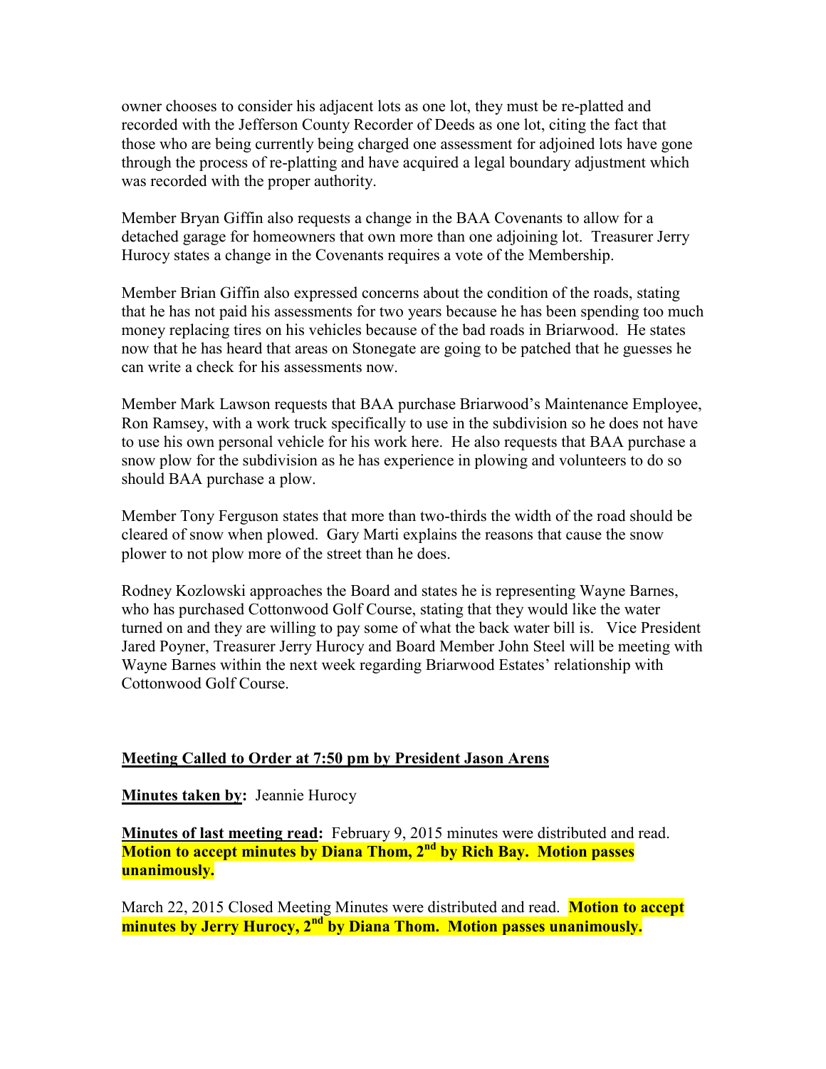owner chooses to consider his adjacent lots as one lot, they must be re-platted and recorded with the Jefferson County Recorder of Deeds as one lot, citing the fact that those who are being currently being charged one assessment for adjoined lots have gone through the process of re-platting and have acquired a legal boundary adjustment which was recorded with the proper authority.

Member Bryan Giffin also requests a change in the BAA Covenants to allow for a detached garage for homeowners that own more than one adjoining lot. Treasurer Jerry Hurocy states a change in the Covenants requires a vote of the Membership.

Member Brian Giffin also expressed concerns about the condition of the roads, stating that he has not paid his assessments for two years because he has been spending too much money replacing tires on his vehicles because of the bad roads in Briarwood. He states now that he has heard that areas on Stonegate are going to be patched that he guesses he can write a check for his assessments now.

Member Mark Lawson requests that BAA purchase Briarwood's Maintenance Employee, Ron Ramsey, with a work truck specifically to use in the subdivision so he does not have to use his own personal vehicle for his work here. He also requests that BAA purchase a snow plow for the subdivision as he has experience in plowing and volunteers to do so should BAA purchase a plow.

Member Tony Ferguson states that more than two-thirds the width of the road should be cleared of snow when plowed. Gary Marti explains the reasons that cause the snow plower to not plow more of the street than he does.

Rodney Kozlowski approaches the Board and states he is representing Wayne Barnes, who has purchased Cottonwood Golf Course, stating that they would like the water turned on and they are willing to pay some of what the back water bill is. Vice President Jared Poyner, Treasurer Jerry Hurocy and Board Member John Steel will be meeting with Wayne Barnes within the next week regarding Briarwood Estates' relationship with Cottonwood Golf Course.

**Meeting Called to Order at 7:50 pm by President Jason Arens**

**Minutes taken by:** Jeannie Hurocy

**Minutes of last meeting read:** February 9, 2015 minutes were distributed and read. **Motion to accept minutes by Diana Thom, 2nd by Rich Bay. Motion passes unanimously.**

March 22, 2015 Closed Meeting Minutes were distributed and read. **Motion to accept minutes by Jerry Hurocy, 2nd by Diana Thom. Motion passes unanimously.**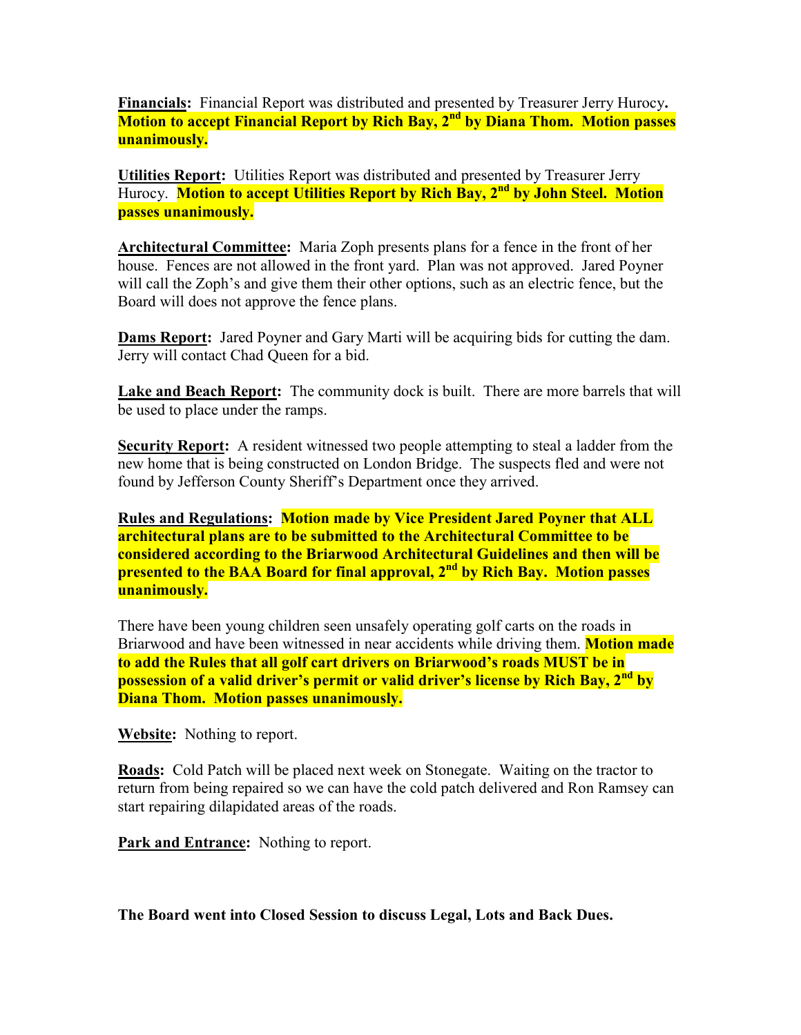**Financials:** Financial Report was distributed and presented by Treasurer Jerry Hurocy**.** **Motion to accept Financial Report by Rich Bay, 2nd by Diana Thom. Motion passes unanimously.**

**Utilities Report:** Utilities Report was distributed and presented by Treasurer Jerry Hurocy. **Motion to accept Utilities Report by Rich Bay, 2nd by John Steel. Motion passes unanimously.**

**Architectural Committee:** Maria Zoph presents plans for a fence in the front of her house. Fences are not allowed in the front yard. Plan was not approved. Jared Poyner will call the Zoph's and give them their other options, such as an electric fence, but the Board will does not approve the fence plans.

**Dams Report:** Jared Poyner and Gary Marti will be acquiring bids for cutting the dam. Jerry will contact Chad Queen for a bid.

**Lake and Beach Report:** The community dock is built. There are more barrels that will be used to place under the ramps.

**Security Report:** A resident witnessed two people attempting to steal a ladder from the new home that is being constructed on London Bridge. The suspects fled and were not found by Jefferson County Sheriff's Department once they arrived.

**Rules and Regulations:** **Motion made by Vice President Jared Poyner that ALL architectural plans are to be submitted to the Architectural Committee to be considered according to the Briarwood Architectural Guidelines and then will be presented to the BAA Board for final approval, 2nd by Rich Bay. Motion passes unanimously.**

There have been young children seen unsafely operating golf carts on the roads in Briarwood and have been witnessed in near accidents while driving them. **Motion made to add the Rules that all golf cart drivers on Briarwood's roads MUST be in possession of a valid driver's permit or valid driver's license by Rich Bay, 2nd by Diana Thom. Motion passes unanimously.**

**Website:** Nothing to report.

**Roads:** Cold Patch will be placed next week on Stonegate. Waiting on the tractor to return from being repaired so we can have the cold patch delivered and Ron Ramsey can start repairing dilapidated areas of the roads.

**Park and Entrance:** Nothing to report.

**The Board went into Closed Session to discuss Legal, Lots and Back Dues.**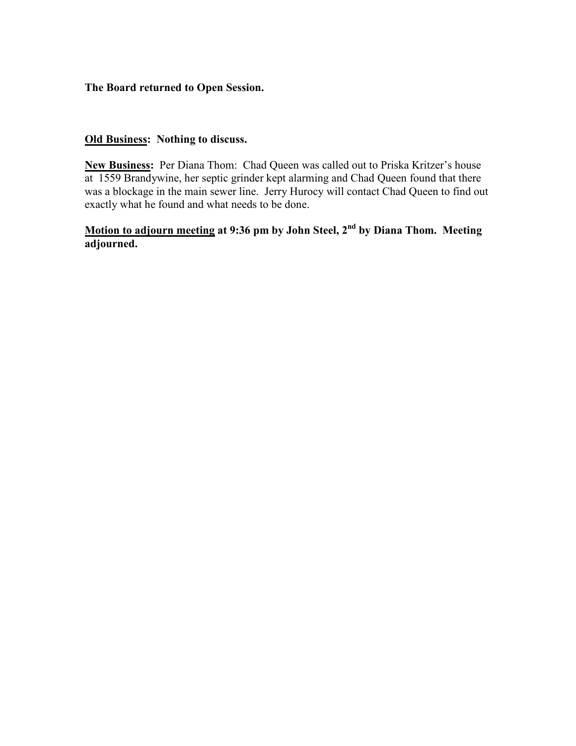**The Board returned to Open Session.**

**<u>Old Business</u>: Nothing to discuss.**

**<u>New Business</u>:** Per Diana Thom: Chad Queen was called out to Priska Kritzer's house at 1559 Brandywine, her septic grinder kept alarming and Chad Queen found that there was a blockage in the main sewer line. Jerry Hurocy will contact Chad Queen to find out exactly what he found and what needs to be done.

**<u>Motion to adjourn meeting</u> at 9:36 pm by John Steel, 2nd by Diana Thom. Meeting adjourned.**